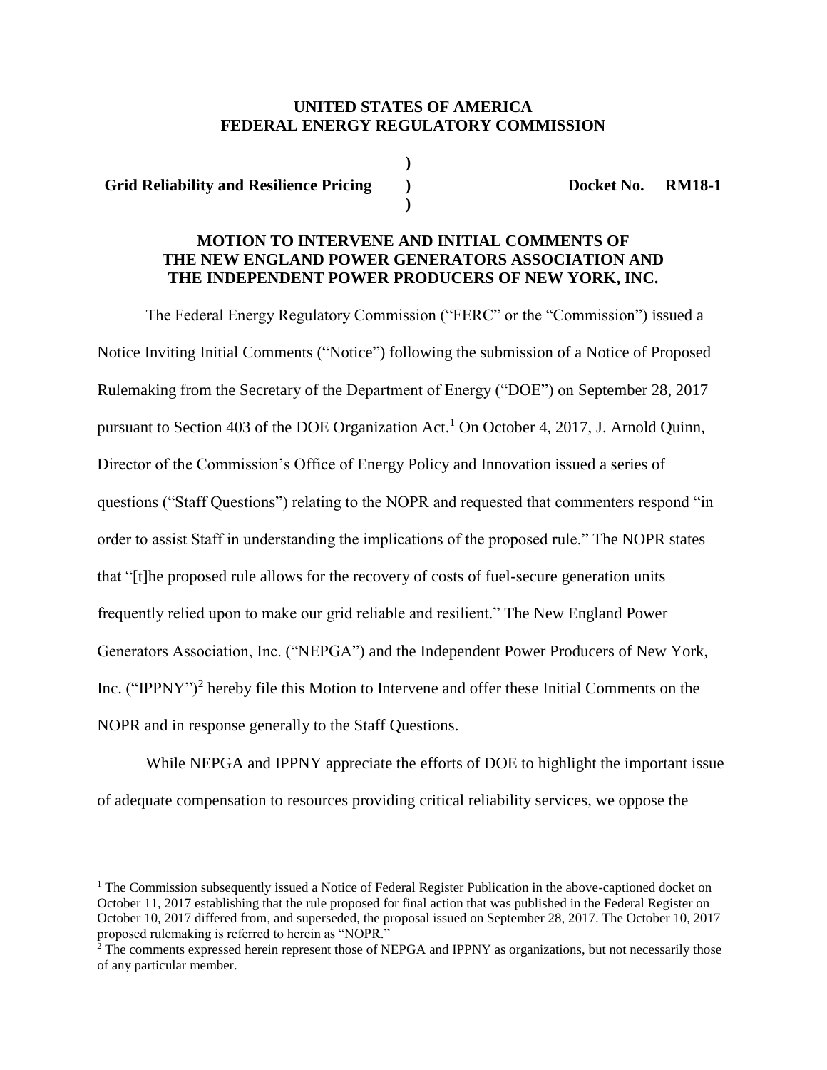**UNITED STATES OF AMERICA**
**FEDERAL ENERGY REGULATORY COMMISSION**

| | | |
|---|---|---|
| **Grid Reliability and Resilience Pricing** | **)** **)** **)** | **Docket No. RM18-1** |

**MOTION TO INTERVENE AND INITIAL COMMENTS OF THE NEW ENGLAND POWER GENERATORS ASSOCIATION AND THE INDEPENDENT POWER PRODUCERS OF NEW YORK, INC.**

The Federal Energy Regulatory Commission ("FERC" or the "Commission") issued a Notice Inviting Initial Comments ("Notice") following the submission of a Notice of Proposed Rulemaking from the Secretary of the Department of Energy ("DOE") on September 28, 2017 pursuant to Section 403 of the DOE Organization Act.[1] On October 4, 2017, J. Arnold Quinn, Director of the Commission's Office of Energy Policy and Innovation issued a series of questions ("Staff Questions") relating to the NOPR and requested that commenters respond "in order to assist Staff in understanding the implications of the proposed rule." The NOPR states that "[t]he proposed rule allows for the recovery of costs of fuel-secure generation units frequently relied upon to make our grid reliable and resilient." The New England Power Generators Association, Inc. ("NEPGA") and the Independent Power Producers of New York, Inc. ("IPPNY")[2] hereby file this Motion to Intervene and offer these Initial Comments on the NOPR and in response generally to the Staff Questions.

While NEPGA and IPPNY appreciate the efforts of DOE to highlight the important issue of adequate compensation to resources providing critical reliability services, we oppose the

---

[1] The Commission subsequently issued a Notice of Federal Register Publication in the above-captioned docket on October 11, 2017 establishing that the rule proposed for final action that was published in the Federal Register on October 10, 2017 differed from, and superseded, the proposal issued on September 28, 2017. The October 10, 2017 proposed rulemaking is referred to herein as "NOPR."

[2] The comments expressed herein represent those of NEPGA and IPPNY as organizations, but not necessarily those of any particular member.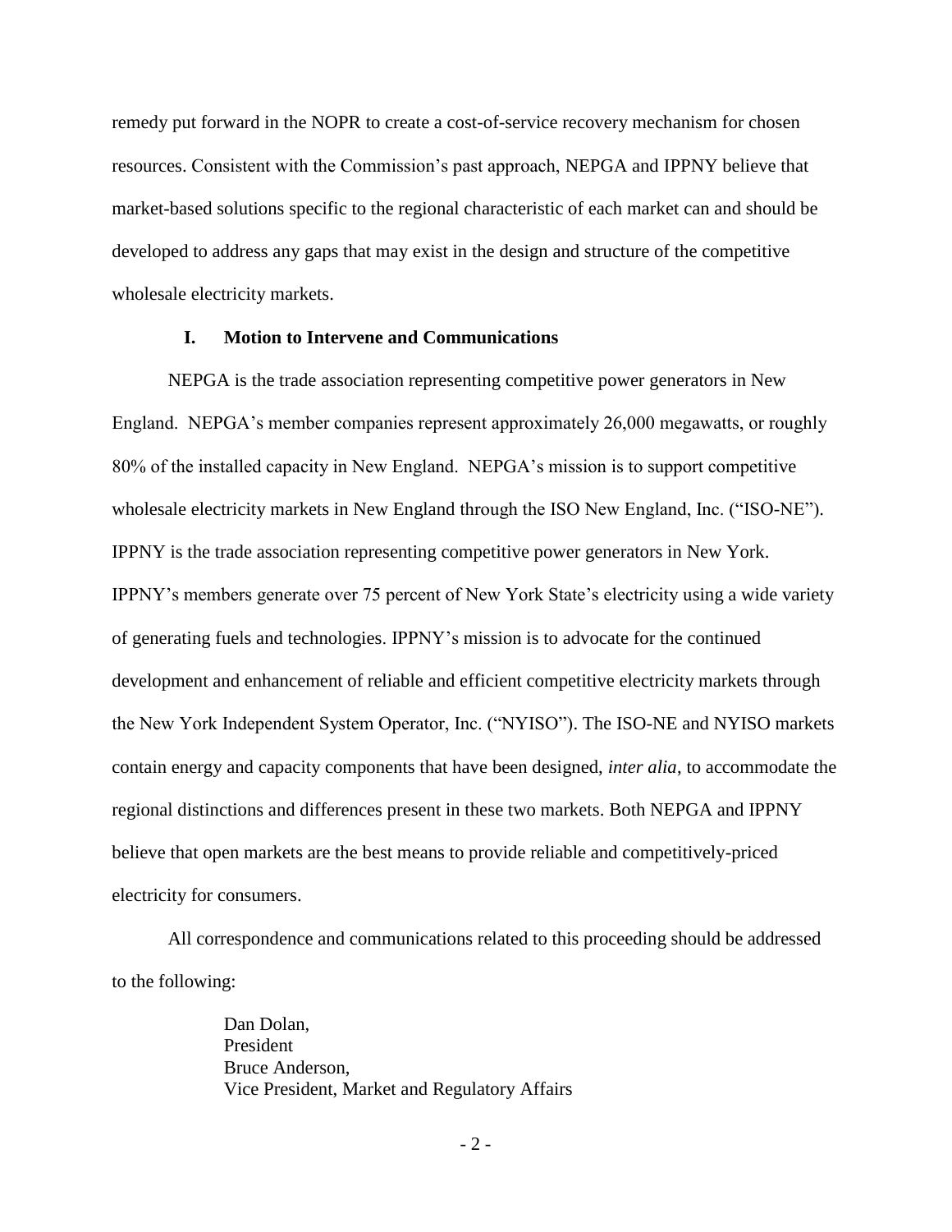remedy put forward in the NOPR to create a cost-of-service recovery mechanism for chosen resources. Consistent with the Commission's past approach, NEPGA and IPPNY believe that market-based solutions specific to the regional characteristic of each market can and should be developed to address any gaps that may exist in the design and structure of the competitive wholesale electricity markets.

## I. Motion to Intervene and Communications

NEPGA is the trade association representing competitive power generators in New England. NEPGA's member companies represent approximately 26,000 megawatts, or roughly 80% of the installed capacity in New England. NEPGA's mission is to support competitive wholesale electricity markets in New England through the ISO New England, Inc. ("ISO-NE"). IPPNY is the trade association representing competitive power generators in New York. IPPNY's members generate over 75 percent of New York State's electricity using a wide variety of generating fuels and technologies. IPPNY's mission is to advocate for the continued development and enhancement of reliable and efficient competitive electricity markets through the New York Independent System Operator, Inc. ("NYISO"). The ISO-NE and NYISO markets contain energy and capacity components that have been designed, *inter alia*, to accommodate the regional distinctions and differences present in these two markets. Both NEPGA and IPPNY believe that open markets are the best means to provide reliable and competitively-priced electricity for consumers.

All correspondence and communications related to this proceeding should be addressed to the following:

Dan Dolan,
President
Bruce Anderson,
Vice President, Market and Regulatory Affairs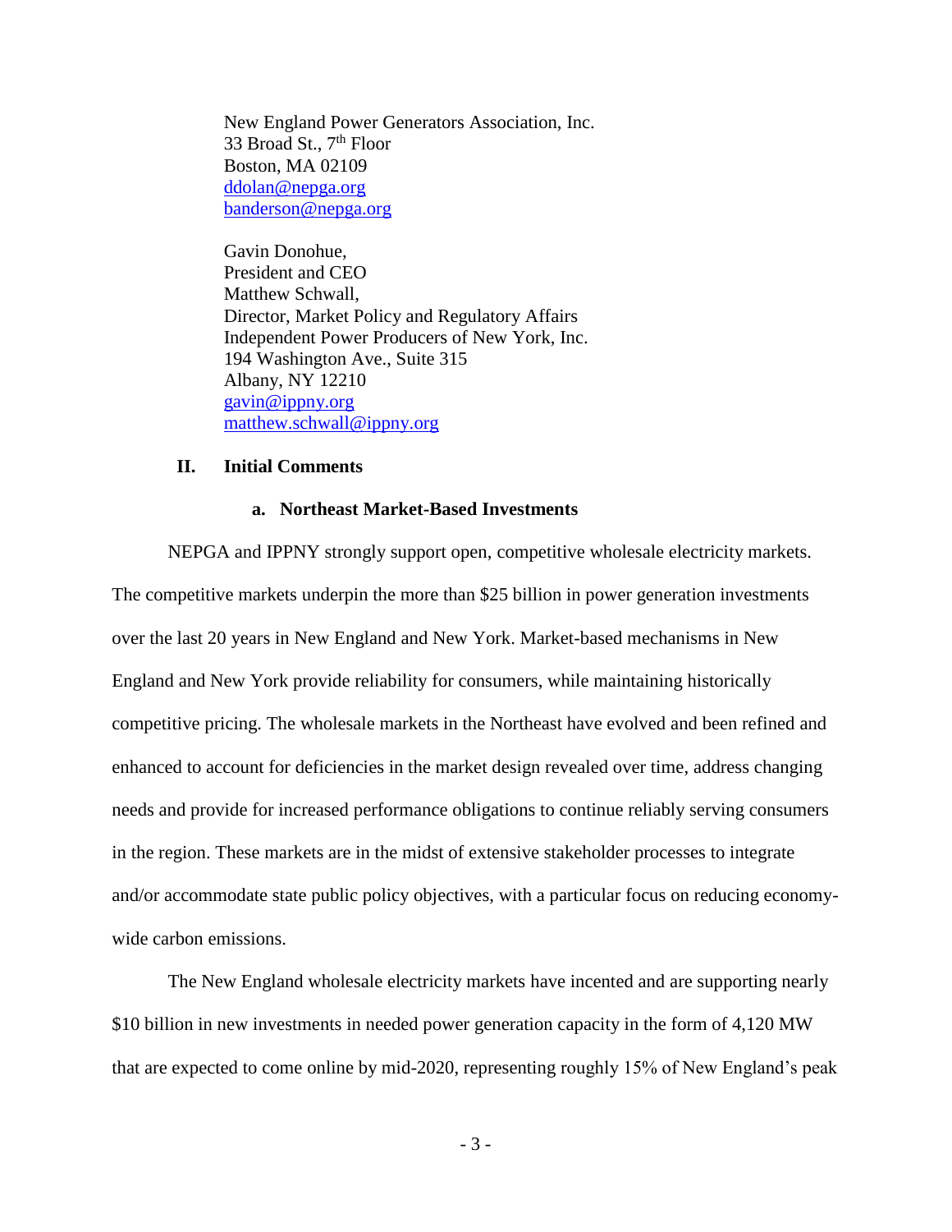New England Power Generators Association, Inc.
33 Broad St., 7th Floor
Boston, MA 02109
ddolan@nepga.org
banderson@nepga.org

Gavin Donohue,
President and CEO
Matthew Schwall,
Director, Market Policy and Regulatory Affairs
Independent Power Producers of New York, Inc.
194 Washington Ave., Suite 315
Albany, NY 12210
gavin@ippny.org
matthew.schwall@ippny.org

## II. Initial Comments

### a. Northeast Market-Based Investments

NEPGA and IPPNY strongly support open, competitive wholesale electricity markets. The competitive markets underpin the more than $25 billion in power generation investments over the last 20 years in New England and New York. Market-based mechanisms in New England and New York provide reliability for consumers, while maintaining historically competitive pricing. The wholesale markets in the Northeast have evolved and been refined and enhanced to account for deficiencies in the market design revealed over time, address changing needs and provide for increased performance obligations to continue reliably serving consumers in the region. These markets are in the midst of extensive stakeholder processes to integrate and/or accommodate state public policy objectives, with a particular focus on reducing economy-wide carbon emissions.

The New England wholesale electricity markets have incented and are supporting nearly $10 billion in new investments in needed power generation capacity in the form of 4,120 MW that are expected to come online by mid-2020, representing roughly 15% of New England's peak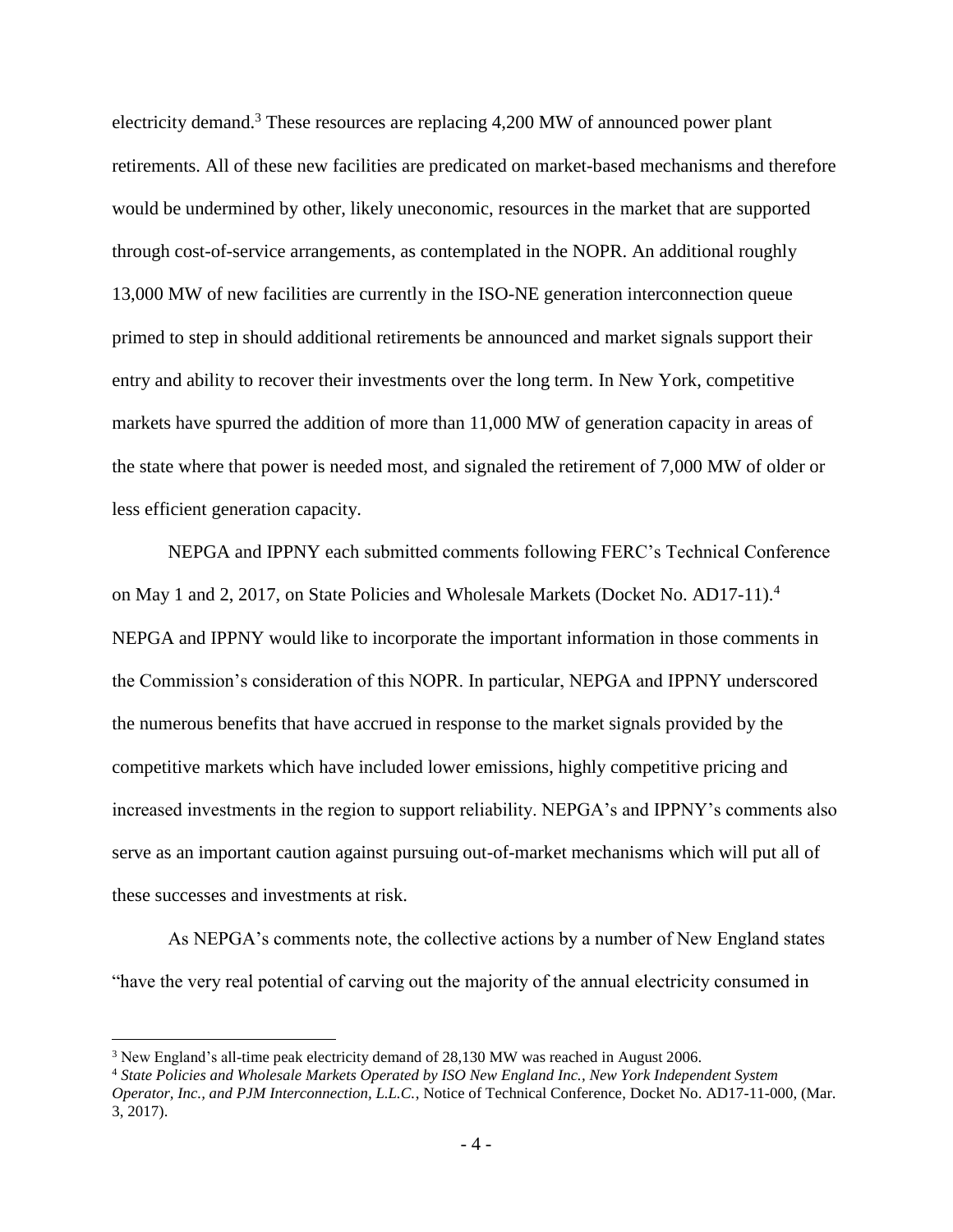electricity demand.[3] These resources are replacing 4,200 MW of announced power plant retirements. All of these new facilities are predicated on market-based mechanisms and therefore would be undermined by other, likely uneconomic, resources in the market that are supported through cost-of-service arrangements, as contemplated in the NOPR. An additional roughly 13,000 MW of new facilities are currently in the ISO-NE generation interconnection queue primed to step in should additional retirements be announced and market signals support their entry and ability to recover their investments over the long term. In New York, competitive markets have spurred the addition of more than 11,000 MW of generation capacity in areas of the state where that power is needed most, and signaled the retirement of 7,000 MW of older or less efficient generation capacity.

NEPGA and IPPNY each submitted comments following FERC's Technical Conference on May 1 and 2, 2017, on State Policies and Wholesale Markets (Docket No. AD17-11).[4] NEPGA and IPPNY would like to incorporate the important information in those comments in the Commission's consideration of this NOPR. In particular, NEPGA and IPPNY underscored the numerous benefits that have accrued in response to the market signals provided by the competitive markets which have included lower emissions, highly competitive pricing and increased investments in the region to support reliability. NEPGA's and IPPNY's comments also serve as an important caution against pursuing out-of-market mechanisms which will put all of these successes and investments at risk.

As NEPGA's comments note, the collective actions by a number of New England states "have the very real potential of carving out the majority of the annual electricity consumed in

---

[3] New England's all-time peak electricity demand of 28,130 MW was reached in August 2006.

[4] *State Policies and Wholesale Markets Operated by ISO New England Inc., New York Independent System Operator, Inc., and PJM Interconnection, L.L.C.*, Notice of Technical Conference, Docket No. AD17-11-000, (Mar. 3, 2017).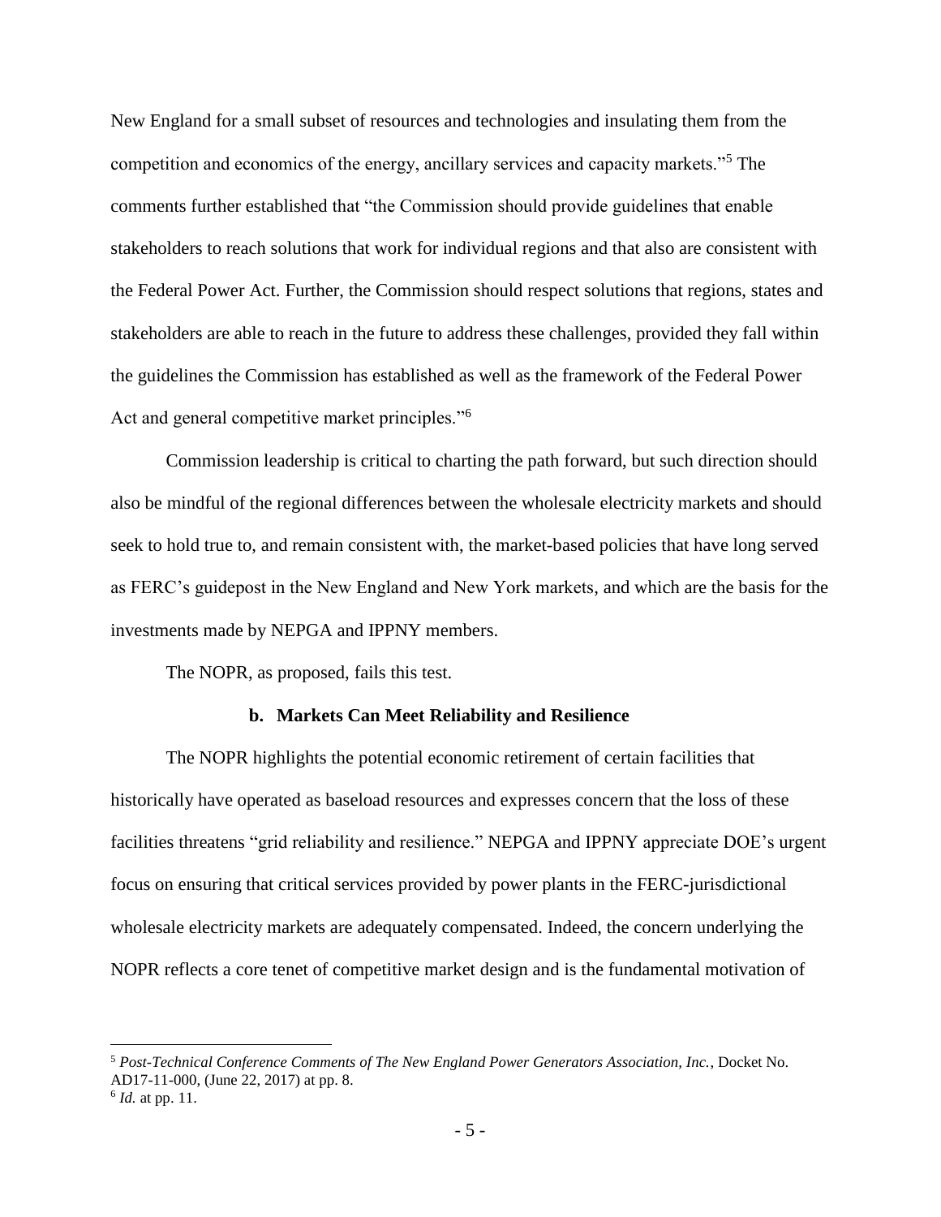New England for a small subset of resources and technologies and insulating them from the competition and economics of the energy, ancillary services and capacity markets."[5] The comments further established that "the Commission should provide guidelines that enable stakeholders to reach solutions that work for individual regions and that also are consistent with the Federal Power Act. Further, the Commission should respect solutions that regions, states and stakeholders are able to reach in the future to address these challenges, provided they fall within the guidelines the Commission has established as well as the framework of the Federal Power Act and general competitive market principles."[6]

Commission leadership is critical to charting the path forward, but such direction should also be mindful of the regional differences between the wholesale electricity markets and should seek to hold true to, and remain consistent with, the market-based policies that have long served as FERC's guidepost in the New England and New York markets, and which are the basis for the investments made by NEPGA and IPPNY members.

The NOPR, as proposed, fails this test.

### b. Markets Can Meet Reliability and Resilience

The NOPR highlights the potential economic retirement of certain facilities that historically have operated as baseload resources and expresses concern that the loss of these facilities threatens "grid reliability and resilience." NEPGA and IPPNY appreciate DOE's urgent focus on ensuring that critical services provided by power plants in the FERC-jurisdictional wholesale electricity markets are adequately compensated. Indeed, the concern underlying the NOPR reflects a core tenet of competitive market design and is the fundamental motivation of

---

[5] *Post-Technical Conference Comments of The New England Power Generators Association, Inc.*, Docket No. AD17-11-000, (June 22, 2017) at pp. 8.

[6] *Id.* at pp. 11.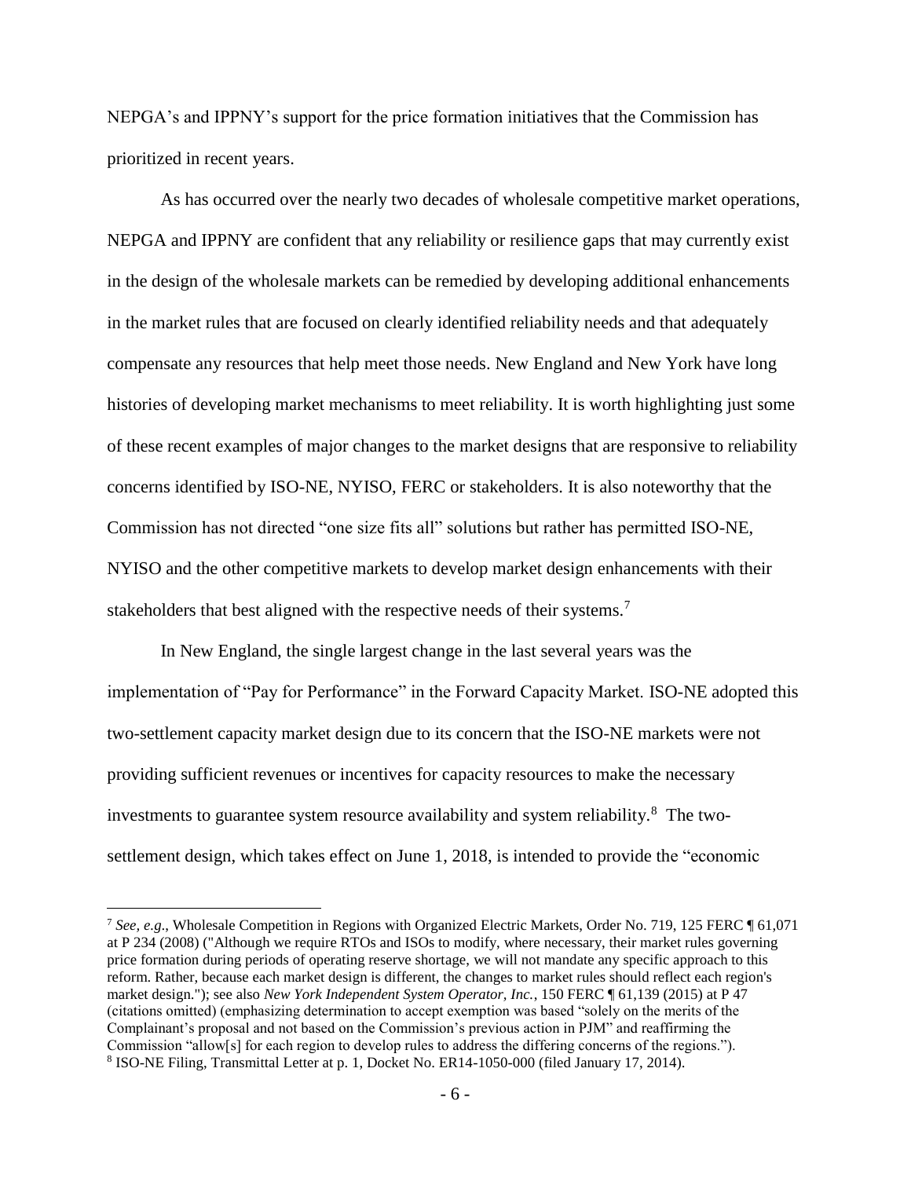NEPGA's and IPPNY's support for the price formation initiatives that the Commission has prioritized in recent years.

As has occurred over the nearly two decades of wholesale competitive market operations, NEPGA and IPPNY are confident that any reliability or resilience gaps that may currently exist in the design of the wholesale markets can be remedied by developing additional enhancements in the market rules that are focused on clearly identified reliability needs and that adequately compensate any resources that help meet those needs. New England and New York have long histories of developing market mechanisms to meet reliability. It is worth highlighting just some of these recent examples of major changes to the market designs that are responsive to reliability concerns identified by ISO-NE, NYISO, FERC or stakeholders. It is also noteworthy that the Commission has not directed "one size fits all" solutions but rather has permitted ISO-NE, NYISO and the other competitive markets to develop market design enhancements with their stakeholders that best aligned with the respective needs of their systems.[7]

In New England, the single largest change in the last several years was the implementation of "Pay for Performance" in the Forward Capacity Market. ISO-NE adopted this two-settlement capacity market design due to its concern that the ISO-NE markets were not providing sufficient revenues or incentives for capacity resources to make the necessary investments to guarantee system resource availability and system reliability.[8] The two-settlement design, which takes effect on June 1, 2018, is intended to provide the "economic

---

[7] *See, e.g.*, Wholesale Competition in Regions with Organized Electric Markets, Order No. 719, 125 FERC ¶ 61,071 at P 234 (2008) ("Although we require RTOs and ISOs to modify, where necessary, their market rules governing price formation during periods of operating reserve shortage, we will not mandate any specific approach to this reform. Rather, because each market design is different, the changes to market rules should reflect each region's market design."); see also *New York Independent System Operator, Inc.*, 150 FERC ¶ 61,139 (2015) at P 47 (citations omitted) (emphasizing determination to accept exemption was based "solely on the merits of the Complainant's proposal and not based on the Commission's previous action in PJM" and reaffirming the Commission "allow[s] for each region to develop rules to address the differing concerns of the regions.").

[8] ISO-NE Filing, Transmittal Letter at p. 1, Docket No. ER14-1050-000 (filed January 17, 2014).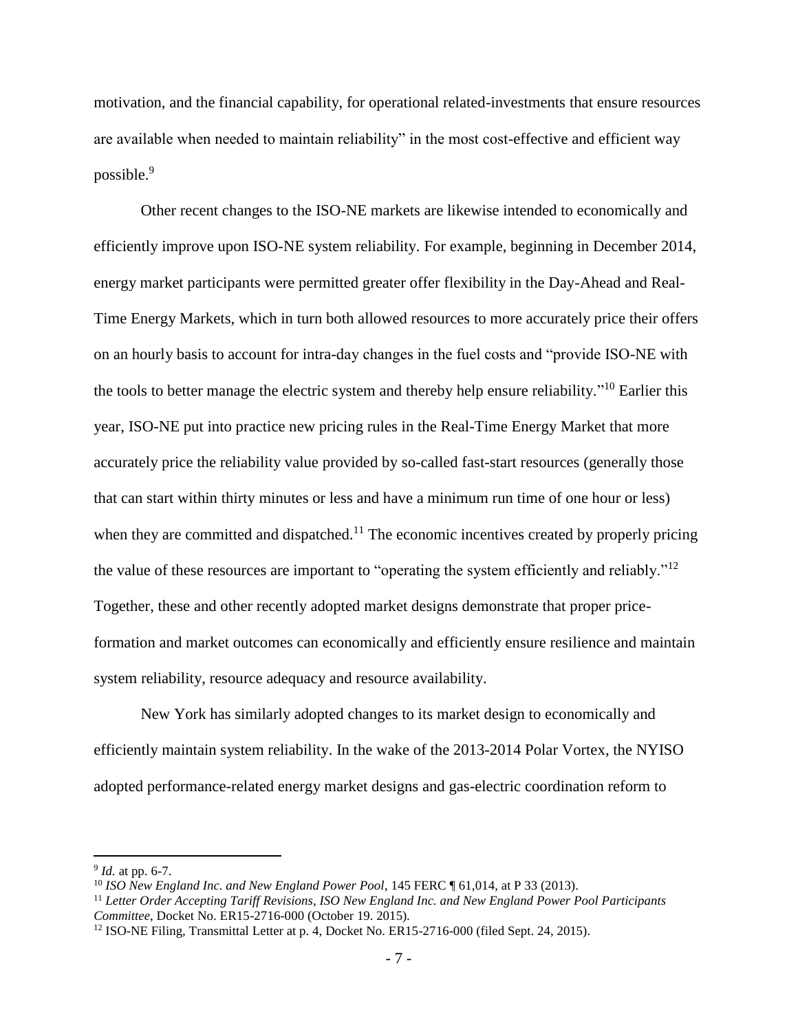motivation, and the financial capability, for operational related-investments that ensure resources are available when needed to maintain reliability" in the most cost-effective and efficient way possible.[9]

Other recent changes to the ISO-NE markets are likewise intended to economically and efficiently improve upon ISO-NE system reliability. For example, beginning in December 2014, energy market participants were permitted greater offer flexibility in the Day-Ahead and Real-Time Energy Markets, which in turn both allowed resources to more accurately price their offers on an hourly basis to account for intra-day changes in the fuel costs and "provide ISO-NE with the tools to better manage the electric system and thereby help ensure reliability."[10] Earlier this year, ISO-NE put into practice new pricing rules in the Real-Time Energy Market that more accurately price the reliability value provided by so-called fast-start resources (generally those that can start within thirty minutes or less and have a minimum run time of one hour or less) when they are committed and dispatched.[11] The economic incentives created by properly pricing the value of these resources are important to "operating the system efficiently and reliably."[12] Together, these and other recently adopted market designs demonstrate that proper price-formation and market outcomes can economically and efficiently ensure resilience and maintain system reliability, resource adequacy and resource availability.

New York has similarly adopted changes to its market design to economically and efficiently maintain system reliability. In the wake of the 2013-2014 Polar Vortex, the NYISO adopted performance-related energy market designs and gas-electric coordination reform to

---

[9] *Id.* at pp. 6-7.

[10] *ISO New England Inc. and New England Power Pool*, 145 FERC ¶ 61,014, at P 33 (2013).

[11] *Letter Order Accepting Tariff Revisions, ISO New England Inc. and New England Power Pool Participants Committee*, Docket No. ER15-2716-000 (October 19. 2015).

[12] ISO-NE Filing, Transmittal Letter at p. 4, Docket No. ER15-2716-000 (filed Sept. 24, 2015).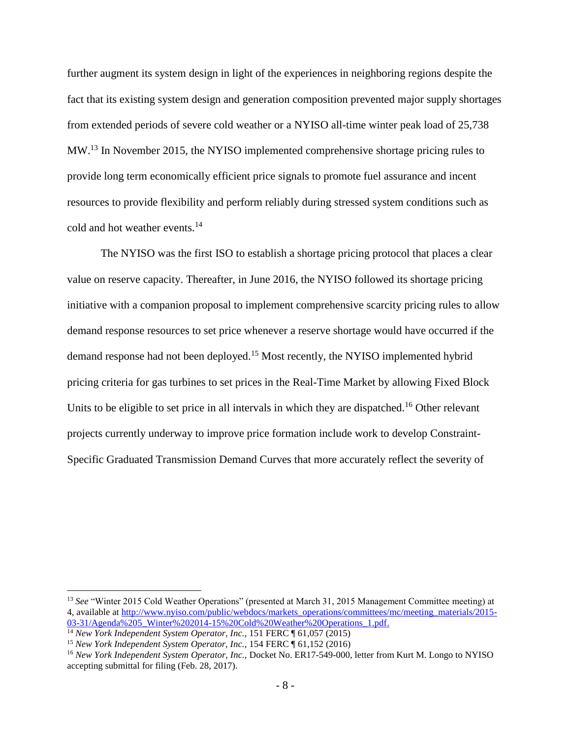further augment its system design in light of the experiences in neighboring regions despite the fact that its existing system design and generation composition prevented major supply shortages from extended periods of severe cold weather or a NYISO all-time winter peak load of 25,738 MW.[13] In November 2015, the NYISO implemented comprehensive shortage pricing rules to provide long term economically efficient price signals to promote fuel assurance and incent resources to provide flexibility and perform reliably during stressed system conditions such as cold and hot weather events.[14]

The NYISO was the first ISO to establish a shortage pricing protocol that places a clear value on reserve capacity. Thereafter, in June 2016, the NYISO followed its shortage pricing initiative with a companion proposal to implement comprehensive scarcity pricing rules to allow demand response resources to set price whenever a reserve shortage would have occurred if the demand response had not been deployed.[15] Most recently, the NYISO implemented hybrid pricing criteria for gas turbines to set prices in the Real-Time Market by allowing Fixed Block Units to be eligible to set price in all intervals in which they are dispatched.[16] Other relevant projects currently underway to improve price formation include work to develop Constraint-Specific Graduated Transmission Demand Curves that more accurately reflect the severity of

---

[13] *See* "Winter 2015 Cold Weather Operations" (presented at March 31, 2015 Management Committee meeting) at 4, available at [http://www.nyiso.com/public/webdocs/markets_operations/committees/mc/meeting_materials/2015-03-31/Agenda%205_Winter%202014-15%20Cold%20Weather%20Operations_1.pdf.](http://www.nyiso.com/public/webdocs/markets_operations/committees/mc/meeting_materials/2015-03-31/Agenda%205_Winter%202014-15%20Cold%20Weather%20Operations_1.pdf)

[14] *New York Independent System Operator, Inc.,* 151 FERC ¶ 61,057 (2015)

[15] *New York Independent System Operator, Inc.,* 154 FERC ¶ 61,152 (2016)

[16] *New York Independent System Operator, Inc.,* Docket No. ER17-549-000, letter from Kurt M. Longo to NYISO accepting submittal for filing (Feb. 28, 2017).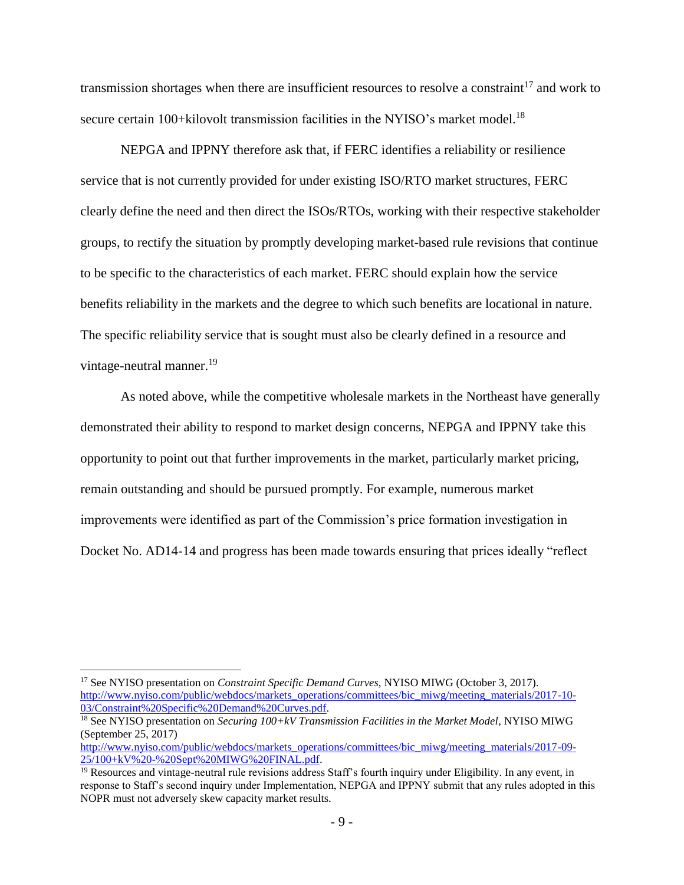transmission shortages when there are insufficient resources to resolve a constraint[17] and work to secure certain 100+kilovolt transmission facilities in the NYISO's market model.[18]

NEPGA and IPPNY therefore ask that, if FERC identifies a reliability or resilience service that is not currently provided for under existing ISO/RTO market structures, FERC clearly define the need and then direct the ISOs/RTOs, working with their respective stakeholder groups, to rectify the situation by promptly developing market-based rule revisions that continue to be specific to the characteristics of each market. FERC should explain how the service benefits reliability in the markets and the degree to which such benefits are locational in nature. The specific reliability service that is sought must also be clearly defined in a resource and vintage-neutral manner.[19]

As noted above, while the competitive wholesale markets in the Northeast have generally demonstrated their ability to respond to market design concerns, NEPGA and IPPNY take this opportunity to point out that further improvements in the market, particularly market pricing, remain outstanding and should be pursued promptly. For example, numerous market improvements were identified as part of the Commission's price formation investigation in Docket No. AD14-14 and progress has been made towards ensuring that prices ideally "reflect

---

[17] See NYISO presentation on *Constraint Specific Demand Curves,* NYISO MIWG (October 3, 2017). http://www.nyiso.com/public/webdocs/markets_operations/committees/bic_miwg/meeting_materials/2017-10-03/Constraint%20Specific%20Demand%20Curves.pdf.

[18] See NYISO presentation on *Securing 100+kV Transmission Facilities in the Market Model,* NYISO MIWG (September 25, 2017) http://www.nyiso.com/public/webdocs/markets_operations/committees/bic_miwg/meeting_materials/2017-09-25/100+kV%20-%20Sept%20MIWG%20FINAL.pdf.

[19] Resources and vintage-neutral rule revisions address Staff's fourth inquiry under Eligibility. In any event, in response to Staff's second inquiry under Implementation, NEPGA and IPPNY submit that any rules adopted in this NOPR must not adversely skew capacity market results.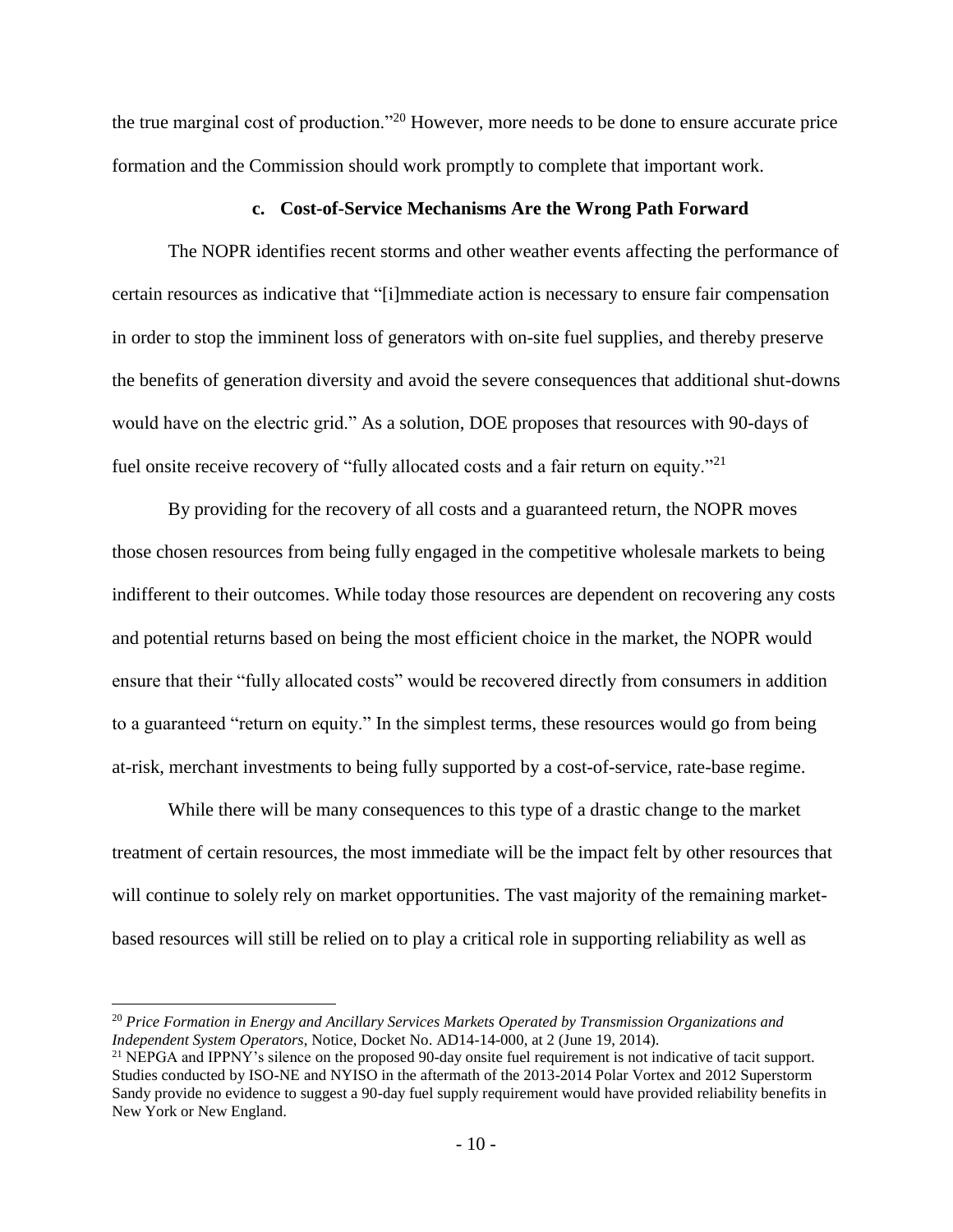the true marginal cost of production."[20] However, more needs to be done to ensure accurate price formation and the Commission should work promptly to complete that important work.

### c. Cost-of-Service Mechanisms Are the Wrong Path Forward

The NOPR identifies recent storms and other weather events affecting the performance of certain resources as indicative that "[i]mmediate action is necessary to ensure fair compensation in order to stop the imminent loss of generators with on-site fuel supplies, and thereby preserve the benefits of generation diversity and avoid the severe consequences that additional shut-downs would have on the electric grid." As a solution, DOE proposes that resources with 90-days of fuel onsite receive recovery of "fully allocated costs and a fair return on equity."[21]

By providing for the recovery of all costs and a guaranteed return, the NOPR moves those chosen resources from being fully engaged in the competitive wholesale markets to being indifferent to their outcomes. While today those resources are dependent on recovering any costs and potential returns based on being the most efficient choice in the market, the NOPR would ensure that their "fully allocated costs" would be recovered directly from consumers in addition to a guaranteed "return on equity." In the simplest terms, these resources would go from being at-risk, merchant investments to being fully supported by a cost-of-service, rate-base regime.

While there will be many consequences to this type of a drastic change to the market treatment of certain resources, the most immediate will be the impact felt by other resources that will continue to solely rely on market opportunities. The vast majority of the remaining market-based resources will still be relied on to play a critical role in supporting reliability as well as

---

[20] *Price Formation in Energy and Ancillary Services Markets Operated by Transmission Organizations and Independent System Operators*, Notice, Docket No. AD14-14-000, at 2 (June 19, 2014).

[21] NEPGA and IPPNY's silence on the proposed 90-day onsite fuel requirement is not indicative of tacit support. Studies conducted by ISO-NE and NYISO in the aftermath of the 2013-2014 Polar Vortex and 2012 Superstorm Sandy provide no evidence to suggest a 90-day fuel supply requirement would have provided reliability benefits in New York or New England.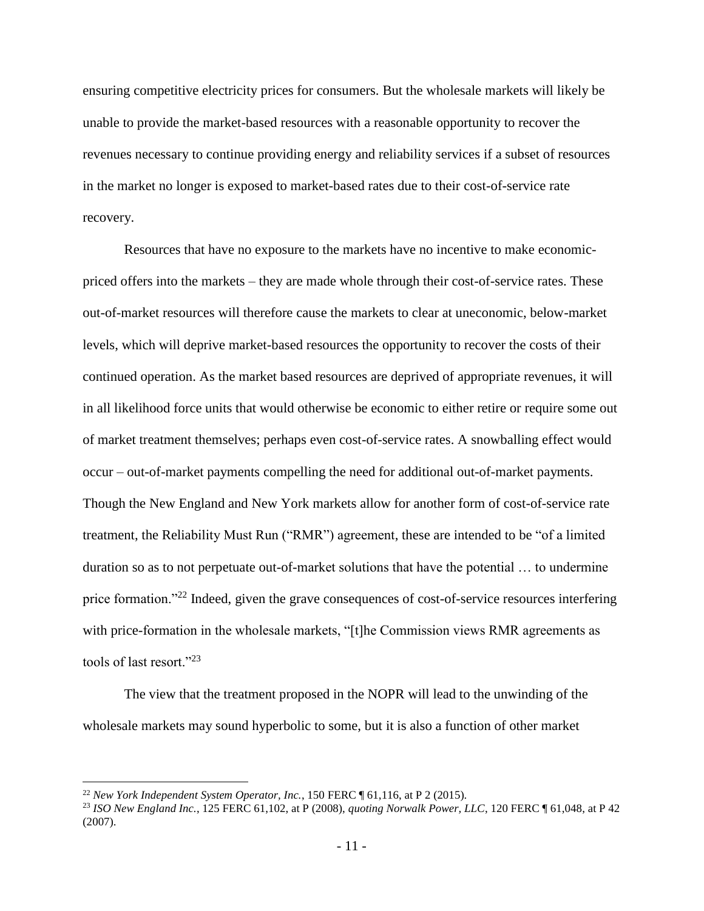ensuring competitive electricity prices for consumers. But the wholesale markets will likely be unable to provide the market-based resources with a reasonable opportunity to recover the revenues necessary to continue providing energy and reliability services if a subset of resources in the market no longer is exposed to market-based rates due to their cost-of-service rate recovery.

Resources that have no exposure to the markets have no incentive to make economic-priced offers into the markets – they are made whole through their cost-of-service rates. These out-of-market resources will therefore cause the markets to clear at uneconomic, below-market levels, which will deprive market-based resources the opportunity to recover the costs of their continued operation. As the market based resources are deprived of appropriate revenues, it will in all likelihood force units that would otherwise be economic to either retire or require some out of market treatment themselves; perhaps even cost-of-service rates. A snowballing effect would occur – out-of-market payments compelling the need for additional out-of-market payments. Though the New England and New York markets allow for another form of cost-of-service rate treatment, the Reliability Must Run ("RMR") agreement, these are intended to be "of a limited duration so as to not perpetuate out-of-market solutions that have the potential … to undermine price formation."[22] Indeed, given the grave consequences of cost-of-service resources interfering with price-formation in the wholesale markets, "[t]he Commission views RMR agreements as tools of last resort."[23]

The view that the treatment proposed in the NOPR will lead to the unwinding of the wholesale markets may sound hyperbolic to some, but it is also a function of other market

---

[22] *New York Independent System Operator, Inc.*, 150 FERC ¶ 61,116, at P 2 (2015).

[23] *ISO New England Inc.*, 125 FERC 61,102, at P (2008), *quoting Norwalk Power, LLC*, 120 FERC ¶ 61,048, at P 42 (2007).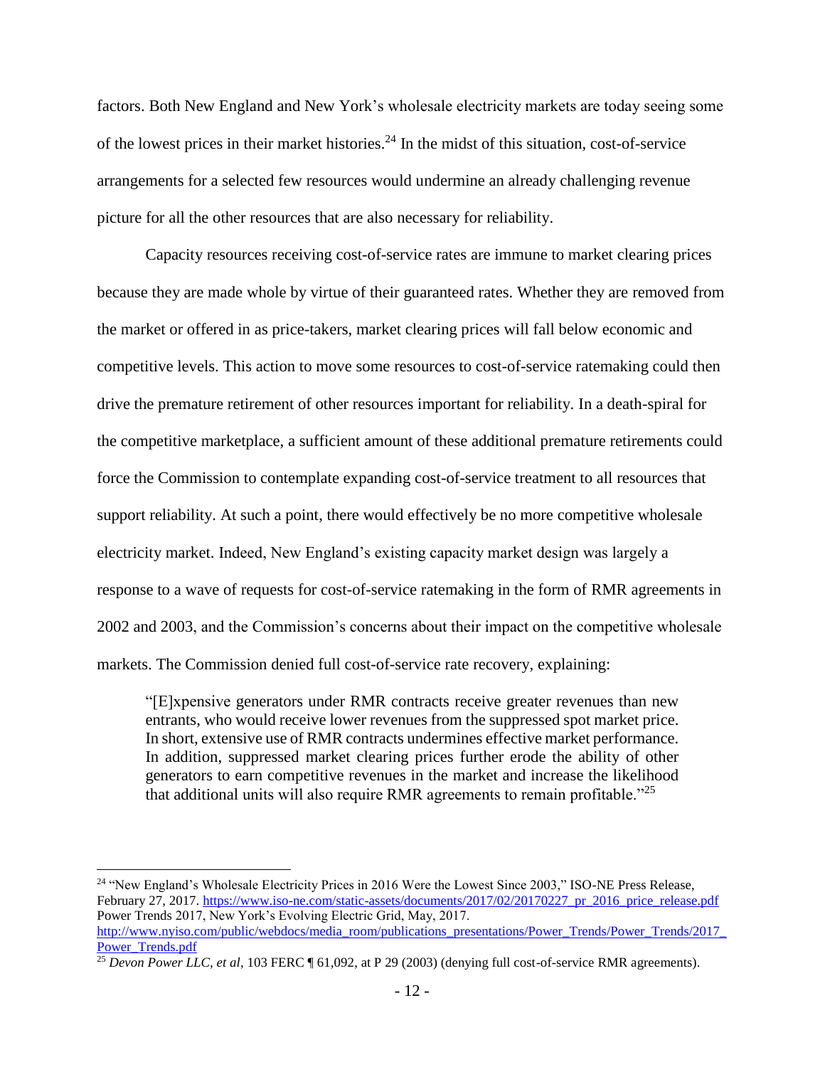factors. Both New England and New York's wholesale electricity markets are today seeing some of the lowest prices in their market histories.[24] In the midst of this situation, cost-of-service arrangements for a selected few resources would undermine an already challenging revenue picture for all the other resources that are also necessary for reliability.

Capacity resources receiving cost-of-service rates are immune to market clearing prices because they are made whole by virtue of their guaranteed rates. Whether they are removed from the market or offered in as price-takers, market clearing prices will fall below economic and competitive levels. This action to move some resources to cost-of-service ratemaking could then drive the premature retirement of other resources important for reliability. In a death-spiral for the competitive marketplace, a sufficient amount of these additional premature retirements could force the Commission to contemplate expanding cost-of-service treatment to all resources that support reliability. At such a point, there would effectively be no more competitive wholesale electricity market. Indeed, New England's existing capacity market design was largely a response to a wave of requests for cost-of-service ratemaking in the form of RMR agreements in 2002 and 2003, and the Commission's concerns about their impact on the competitive wholesale markets. The Commission denied full cost-of-service rate recovery, explaining:

> "[E]xpensive generators under RMR contracts receive greater revenues than new entrants, who would receive lower revenues from the suppressed spot market price. In short, extensive use of RMR contracts undermines effective market performance. In addition, suppressed market clearing prices further erode the ability of other generators to earn competitive revenues in the market and increase the likelihood that additional units will also require RMR agreements to remain profitable."[25]

---

[24] "New England's Wholesale Electricity Prices in 2016 Were the Lowest Since 2003," ISO-NE Press Release, February 27, 2017. https://www.iso-ne.com/static-assets/documents/2017/02/20170227_pr_2016_price_release.pdf Power Trends 2017, New York's Evolving Electric Grid, May, 2017. http://www.nyiso.com/public/webdocs/media_room/publications_presentations/Power_Trends/Power_Trends/2017_Power_Trends.pdf

[25] *Devon Power LLC, et al*, 103 FERC ¶ 61,092, at P 29 (2003) (denying full cost-of-service RMR agreements).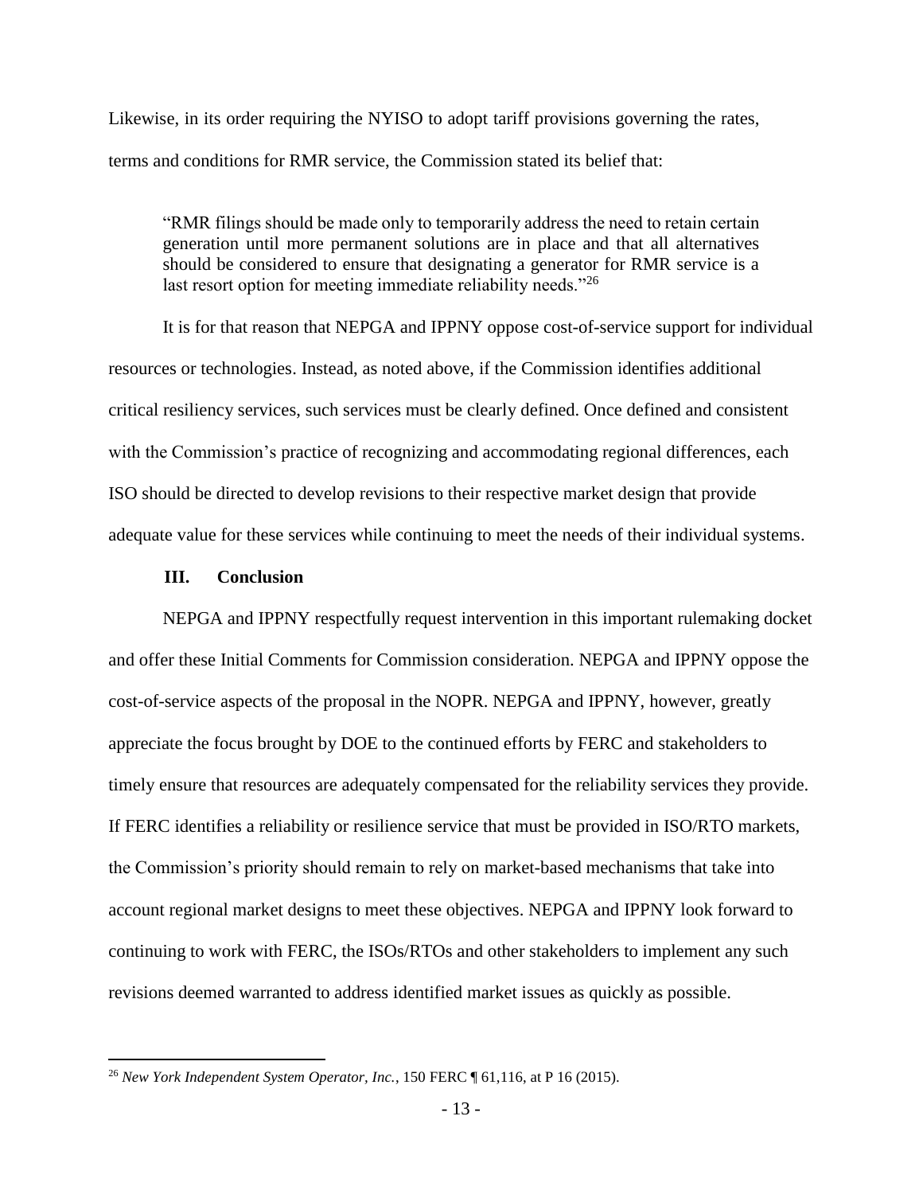Likewise, in its order requiring the NYISO to adopt tariff provisions governing the rates, terms and conditions for RMR service, the Commission stated its belief that:

> "RMR filings should be made only to temporarily address the need to retain certain generation until more permanent solutions are in place and that all alternatives should be considered to ensure that designating a generator for RMR service is a last resort option for meeting immediate reliability needs."[26]

It is for that reason that NEPGA and IPPNY oppose cost-of-service support for individual resources or technologies. Instead, as noted above, if the Commission identifies additional critical resiliency services, such services must be clearly defined. Once defined and consistent with the Commission's practice of recognizing and accommodating regional differences, each ISO should be directed to develop revisions to their respective market design that provide adequate value for these services while continuing to meet the needs of their individual systems.

## III. Conclusion

NEPGA and IPPNY respectfully request intervention in this important rulemaking docket and offer these Initial Comments for Commission consideration. NEPGA and IPPNY oppose the cost-of-service aspects of the proposal in the NOPR. NEPGA and IPPNY, however, greatly appreciate the focus brought by DOE to the continued efforts by FERC and stakeholders to timely ensure that resources are adequately compensated for the reliability services they provide. If FERC identifies a reliability or resilience service that must be provided in ISO/RTO markets, the Commission's priority should remain to rely on market-based mechanisms that take into account regional market designs to meet these objectives. NEPGA and IPPNY look forward to continuing to work with FERC, the ISOs/RTOs and other stakeholders to implement any such revisions deemed warranted to address identified market issues as quickly as possible.

---

[26] *New York Independent System Operator, Inc.*, 150 FERC ¶ 61,116, at P 16 (2015).